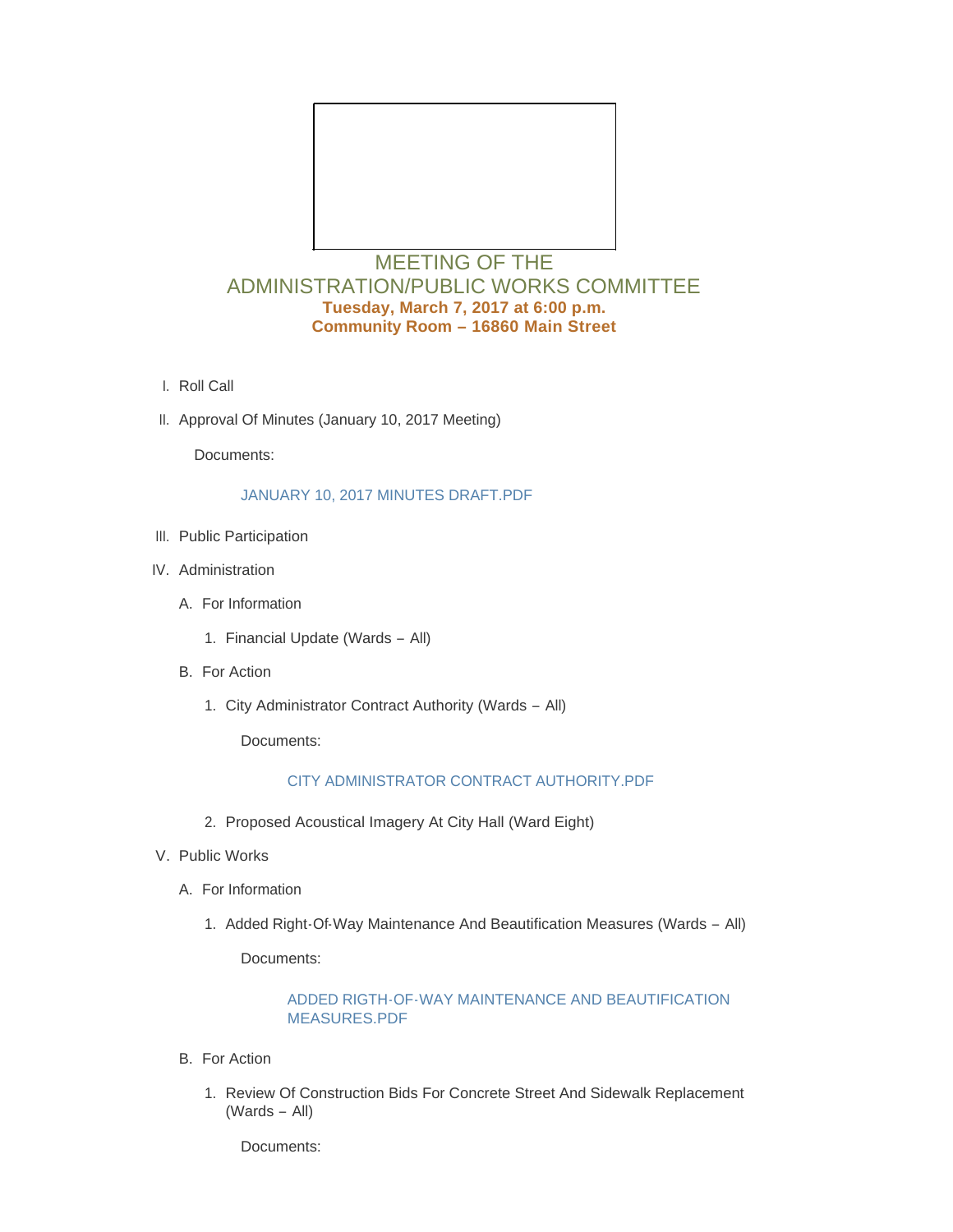# MEETING OF THE ADMINISTRATION/PUBLIC WORKS COMMITTEE

**Tuesday, March 7, 2017 at 6:00 p.m.**
**Community Room – 16860 Main Street**

I. Roll Call

II. Approval Of Minutes (January 10, 2017 Meeting)

   Documents:

   JANUARY 10, 2017 MINUTES DRAFT.PDF

III. Public Participation

IV. Administration

   A. For Information

      1. Financial Update (Wards – All)

   B. For Action

      1. City Administrator Contract Authority (Wards – All)

         Documents:

         CITY ADMINISTRATOR CONTRACT AUTHORITY.PDF

      2. Proposed Acoustical Imagery At City Hall (Ward Eight)

V. Public Works

   A. For Information

      1. Added Right-Of-Way Maintenance And Beautification Measures (Wards – All)

         Documents:

         ADDED RIGTH-OF-WAY MAINTENANCE AND BEAUTIFICATION MEASURES.PDF

   B. For Action

      1. Review Of Construction Bids For Concrete Street And Sidewalk Replacement (Wards – All)

         Documents: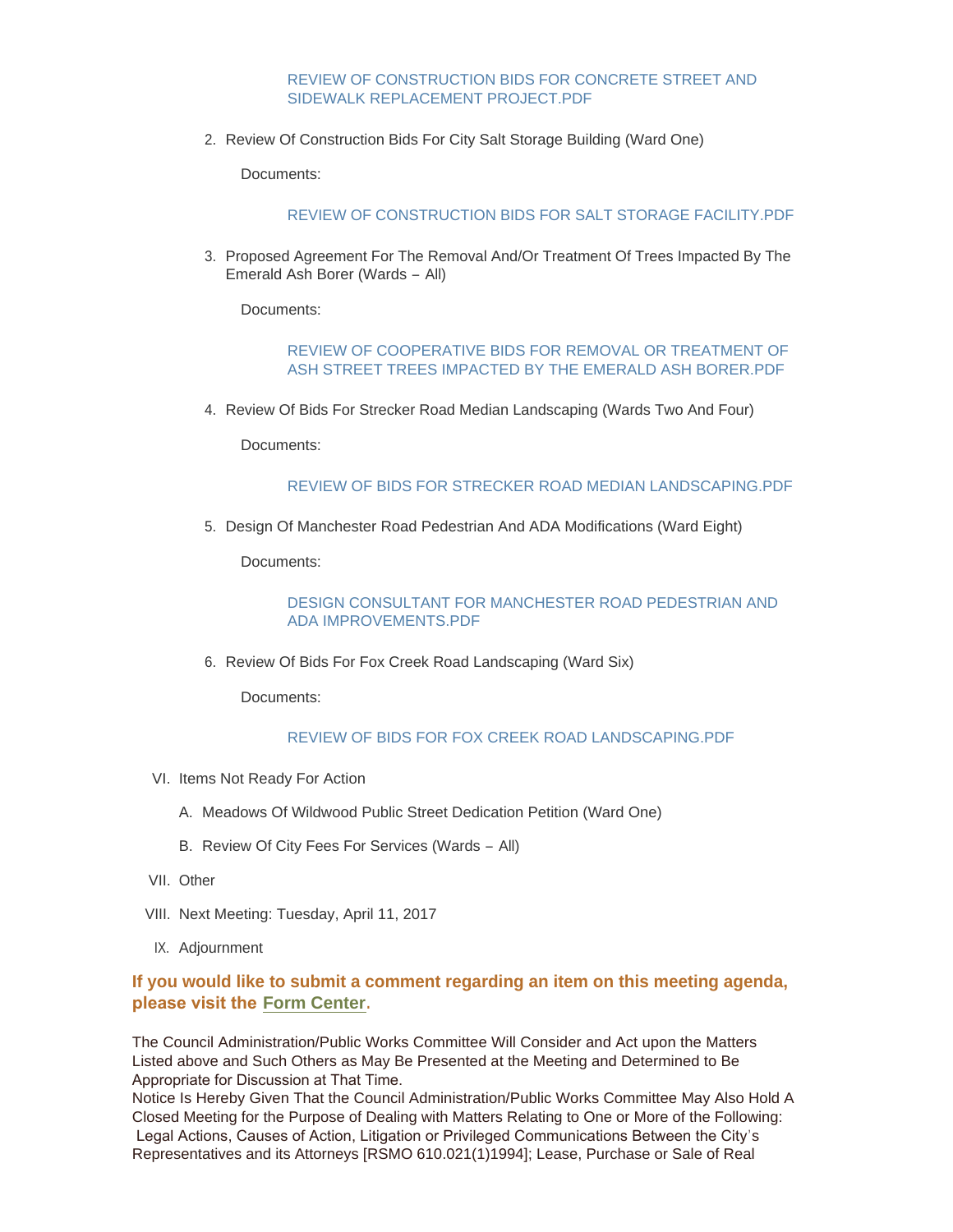REVIEW OF CONSTRUCTION BIDS FOR CONCRETE STREET AND SIDEWALK REPLACEMENT PROJECT.PDF

2. Review Of Construction Bids For City Salt Storage Building (Ward One)

   Documents:

   REVIEW OF CONSTRUCTION BIDS FOR SALT STORAGE FACILITY.PDF

3. Proposed Agreement For The Removal And/Or Treatment Of Trees Impacted By The Emerald Ash Borer (Wards – All)

   Documents:

   REVIEW OF COOPERATIVE BIDS FOR REMOVAL OR TREATMENT OF ASH STREET TREES IMPACTED BY THE EMERALD ASH BORER.PDF

4. Review Of Bids For Strecker Road Median Landscaping (Wards Two And Four)

   Documents:

   REVIEW OF BIDS FOR STRECKER ROAD MEDIAN LANDSCAPING.PDF

5. Design Of Manchester Road Pedestrian And ADA Modifications (Ward Eight)

   Documents:

   DESIGN CONSULTANT FOR MANCHESTER ROAD PEDESTRIAN AND ADA IMPROVEMENTS.PDF

6. Review Of Bids For Fox Creek Road Landscaping (Ward Six)

   Documents:

   REVIEW OF BIDS FOR FOX CREEK ROAD LANDSCAPING.PDF

VI. Items Not Ready For Action

   A. Meadows Of Wildwood Public Street Dedication Petition (Ward One)

   B. Review Of City Fees For Services (Wards – All)

VII. Other

VIII. Next Meeting: Tuesday, April 11, 2017

IX. Adjournment

**If you would like to submit a comment regarding an item on this meeting agenda, please visit the Form Center.**

The Council Administration/Public Works Committee Will Consider and Act upon the Matters Listed above and Such Others as May Be Presented at the Meeting and Determined to Be Appropriate for Discussion at That Time.
Notice Is Hereby Given That the Council Administration/Public Works Committee May Also Hold A Closed Meeting for the Purpose of Dealing with Matters Relating to One or More of the Following: Legal Actions, Causes of Action, Litigation or Privileged Communications Between the City's Representatives and its Attorneys [RSMO 610.021(1)1994]; Lease, Purchase or Sale of Real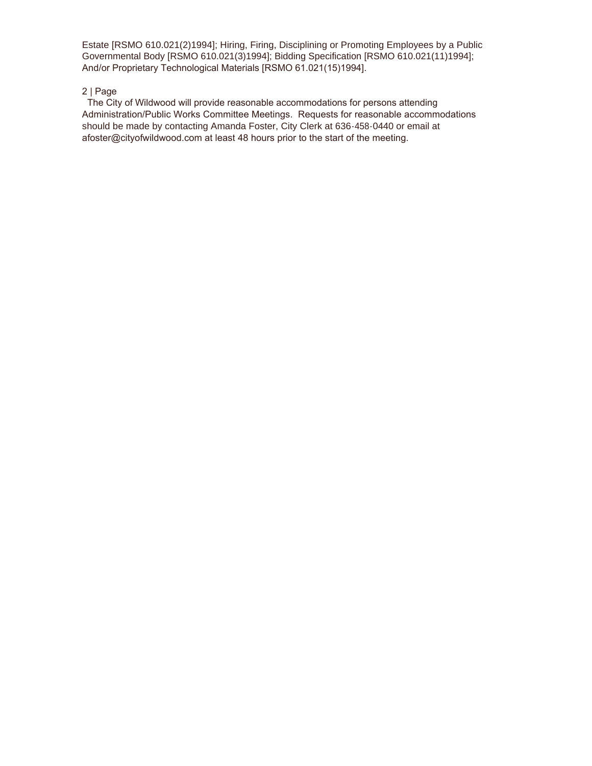Estate [RSMO 610.021(2)1994]; Hiring, Firing, Disciplining or Promoting Employees by a Public Governmental Body [RSMO 610.021(3)1994]; Bidding Specification [RSMO 610.021(11)1994]; And/or Proprietary Technological Materials [RSMO 61.021(15)1994].

The City of Wildwood will provide reasonable accommodations for persons attending Administration/Public Works Committee Meetings. Requests for reasonable accommodations should be made by contacting Amanda Foster, City Clerk at 636-458-0440 or email at afoster@cityofwildwood.com at least 48 hours prior to the start of the meeting.